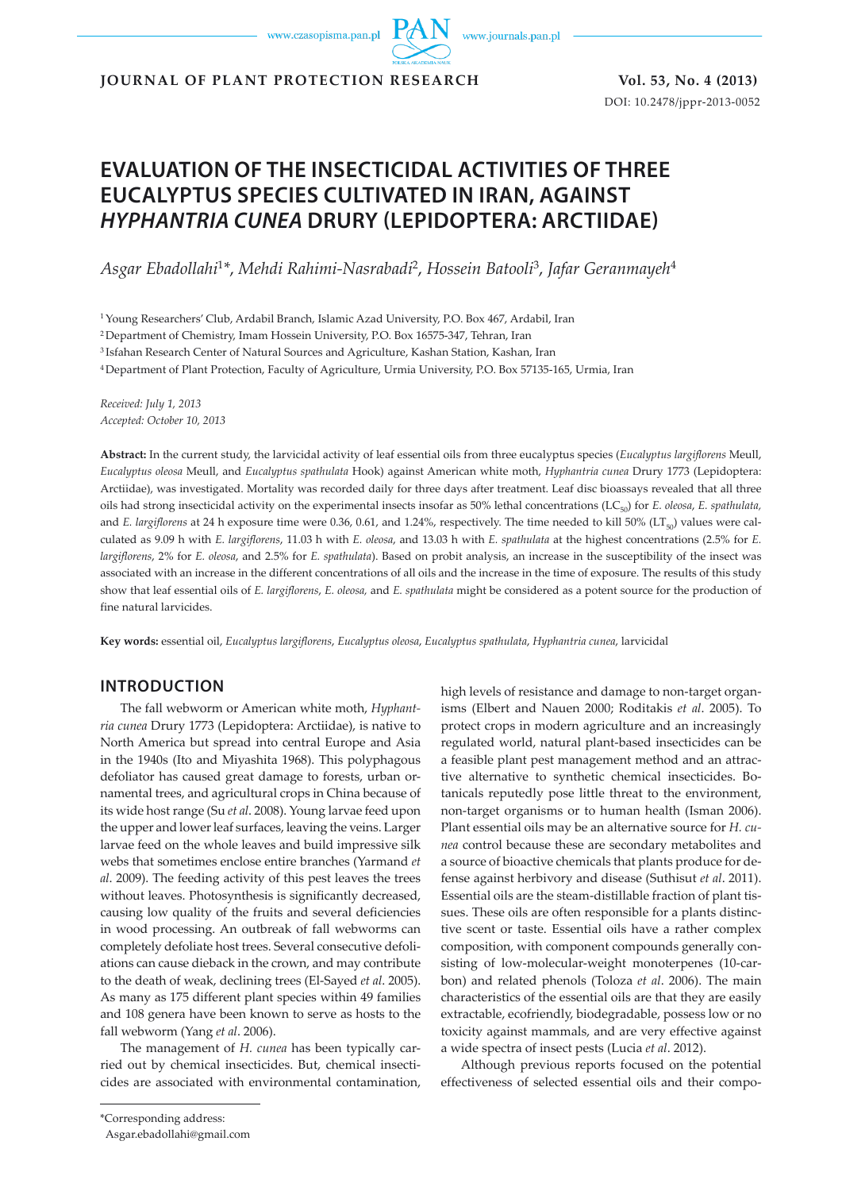# EVALUATION OF THE INSECTICIDAL ACTIVITIES OF THREE EUCALYPTUS SPECIES CULTIVATED IN IRAN, AGAINST *HYPHANTRIA CUNEA* DRURY (LEPIDOPTERA: ARCTIIDAE)

*Asgar Ebadollahi*[1]*, *Mehdi Rahimi-Nasrabadi*[2], *Hossein Batooli*[3], *Jafar Geranmayeh*[4]

[1] Young Researchers' Club, Ardabil Branch, Islamic Azad University, P.O. Box 467, Ardabil, Iran

[2] Department of Chemistry, Imam Hossein University, P.O. Box 16575-347, Tehran, Iran

[3] Isfahan Research Center of Natural Sources and Agriculture, Kashan Station, Kashan, Iran

[4] Department of Plant Protection, Faculty of Agriculture, Urmia University, P.O. Box 57135-165, Urmia, Iran

*Received: July 1, 2013*
*Accepted: October 10, 2013*

**Abstract:** In the current study, the larvicidal activity of leaf essential oils from three eucalyptus species (*Eucalyptus largiflorens* Meull, *Eucalyptus oleosa* Meull, and *Eucalyptus spathulata* Hook) against American white moth, *Hyphantria cunea* Drury 1773 (Lepidoptera: Arctiidae), was investigated. Mortality was recorded daily for three days after treatment. Leaf disc bioassays revealed that all three oils had strong insecticidal activity on the experimental insects insofar as 50% lethal concentrations ($LC_{50}$) for *E. oleosa*, *E. spathulata*, and *E. largiflorens* at 24 h exposure time were 0.36, 0.61, and 1.24%, respectively. The time needed to kill 50% ($LT_{50}$) values were calculated as 9.09 h with *E. largiflorens*, 11.03 h with *E. oleosa*, and 13.03 h with *E. spathulata* at the highest concentrations (2.5% for *E. largiflorens*, 2% for *E. oleosa*, and 2.5% for *E. spathulata*). Based on probit analysis, an increase in the susceptibility of the insect was associated with an increase in the different concentrations of all oils and the increase in the time of exposure. The results of this study show that leaf essential oils of *E. largiflorens*, *E. oleosa*, and *E. spathulata* might be considered as a potent source for the production of fine natural larvicides.

**Key words:** essential oil, *Eucalyptus largiflorens*, *Eucalyptus oleosa*, *Eucalyptus spathulata*, *Hyphantria cunea*, larvicidal

## INTRODUCTION

The fall webworm or American white moth, *Hyphantria cunea* Drury 1773 (Lepidoptera: Arctiidae), is native to North America but spread into central Europe and Asia in the 1940s (Ito and Miyashita 1968). This polyphagous defoliator has caused great damage to forests, urban ornamental trees, and agricultural crops in China because of its wide host range (Su *et al*. 2008). Young larvae feed upon the upper and lower leaf surfaces, leaving the veins. Larger larvae feed on the whole leaves and build impressive silk webs that sometimes enclose entire branches (Yarmand *et al*. 2009). The feeding activity of this pest leaves the trees without leaves. Photosynthesis is significantly decreased, causing low quality of the fruits and several deficiencies in wood processing. An outbreak of fall webworms can completely defoliate host trees. Several consecutive defoliations can cause dieback in the crown, and may contribute to the death of weak, declining trees (El-Sayed *et al*. 2005). As many as 175 different plant species within 49 families and 108 genera have been known to serve as hosts to the fall webworm (Yang *et al*. 2006).

The management of *H. cunea* has been typically carried out by chemical insecticides. But, chemical insecticides are associated with environmental contamination, high levels of resistance and damage to non-target organisms (Elbert and Nauen 2000; Roditakis *et al*. 2005). To protect crops in modern agriculture and an increasingly regulated world, natural plant-based insecticides can be a feasible plant pest management method and an attractive alternative to synthetic chemical insecticides. Botanicals reputedly pose little threat to the environment, non-target organisms or to human health (Isman 2006). Plant essential oils may be an alternative source for *H. cunea* control because these are secondary metabolites and a source of bioactive chemicals that plants produce for defense against herbivory and disease (Suthisut *et al*. 2011). Essential oils are the steam-distillable fraction of plant tissues. These oils are often responsible for a plants distinctive scent or taste. Essential oils have a rather complex composition, with component compounds generally consisting of low-molecular-weight monoterpenes (10-carbon) and related phenols (Toloza *et al*. 2006). The main characteristics of the essential oils are that they are easily extractable, ecofriendly, biodegradable, possess low or no toxicity against mammals, and are very effective against a wide spectra of insect pests (Lucia *et al*. 2012).

Although previous reports focused on the potential effectiveness of selected essential oils and their compo-

*Corresponding address:
Asgar.ebadollahi@gmail.com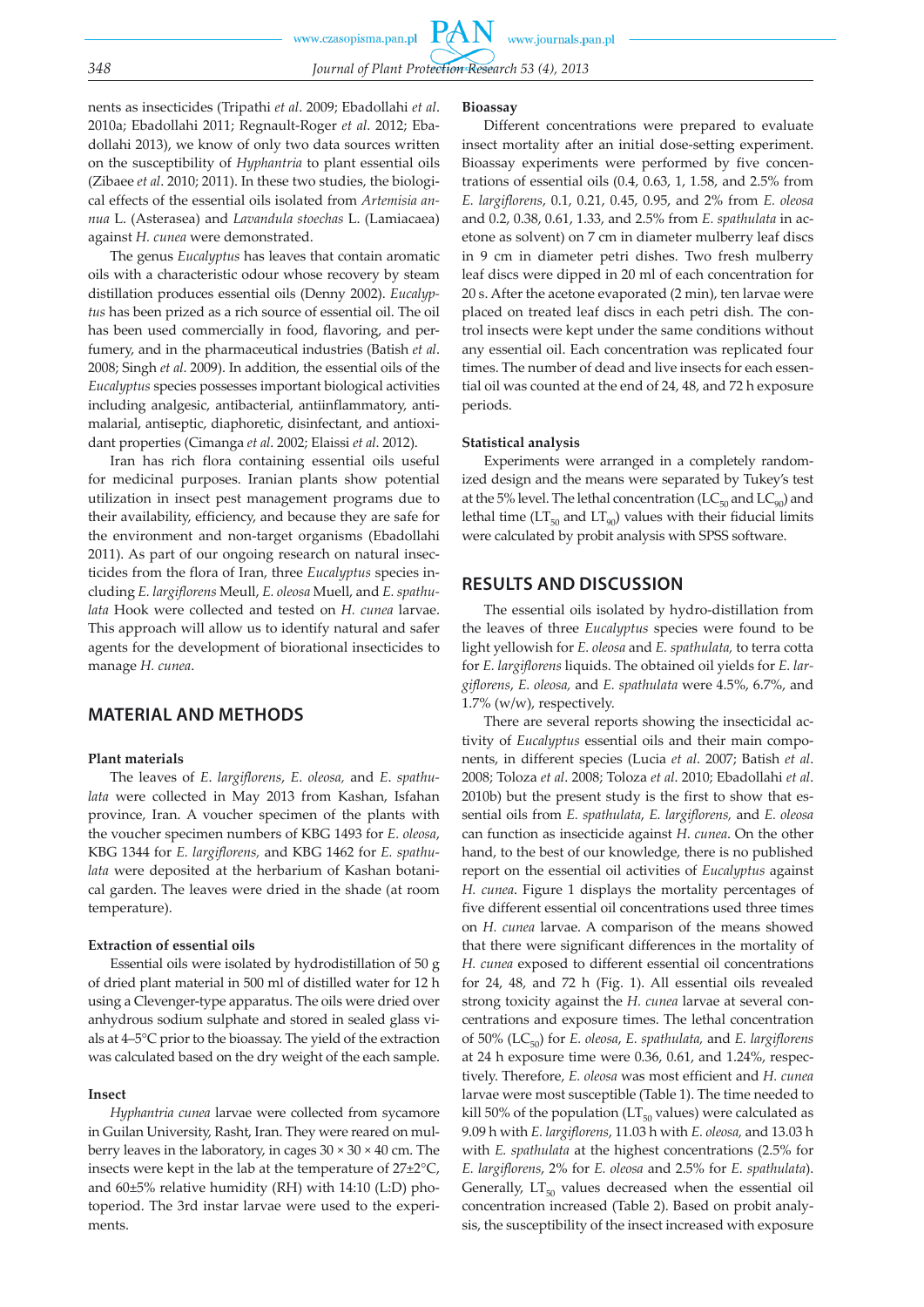nents as insecticides (Tripathi *et al*. 2009; Ebadollahi *et al*. 2010a; Ebadollahi 2011; Regnault-Roger *et al*. 2012; Ebadollahi 2013), we know of only two data sources written on the susceptibility of *Hyphantria* to plant essential oils (Zibaee *et al*. 2010; 2011). In these two studies, the biological effects of the essential oils isolated from *Artemisia annua* L. (Asterasea) and *Lavandula stoechas* L. (Lamiacaea) against *H. cunea* were demonstrated.

The genus *Eucalyptus* has leaves that contain aromatic oils with a characteristic odour whose recovery by steam distillation produces essential oils (Denny 2002). *Eucalyptus* has been prized as a rich source of essential oil. The oil has been used commercially in food, flavoring, and perfumery, and in the pharmaceutical industries (Batish *et al*. 2008; Singh *et al*. 2009). In addition, the essential oils of the *Eucalyptus* species possesses important biological activities including analgesic, antibacterial, antiinflammatory, antimalarial, antiseptic, diaphoretic, disinfectant, and antioxidant properties (Cimanga *et al*. 2002; Elaissi *et al*. 2012).

Iran has rich flora containing essential oils useful for medicinal purposes. Iranian plants show potential utilization in insect pest management programs due to their availability, efficiency, and because they are safe for the environment and non-target organisms (Ebadollahi 2011). As part of our ongoing research on natural insecticides from the flora of Iran, three *Eucalyptus* species including *E. largiflorens* Meull, *E. oleosa* Muell, and *E. spathulata* Hook were collected and tested on *H. cunea* larvae. This approach will allow us to identify natural and safer agents for the development of biorational insecticides to manage *H. cunea*.

## MATERIAL AND METHODS

### Plant materials

The leaves of *E. largiflorens*, *E. oleosa,* and *E. spathulata* were collected in May 2013 from Kashan, Isfahan province, Iran. A voucher specimen of the plants with the voucher specimen numbers of KBG 1493 for *E. oleosa*, KBG 1344 for *E. largiflorens,* and KBG 1462 for *E. spathulata* were deposited at the herbarium of Kashan botanical garden. The leaves were dried in the shade (at room temperature).

### Extraction of essential oils

Essential oils were isolated by hydrodistillation of 50 g of dried plant material in 500 ml of distilled water for 12 h using a Clevenger-type apparatus. The oils were dried over anhydrous sodium sulphate and stored in sealed glass vials at 4–5°C prior to the bioassay. The yield of the extraction was calculated based on the dry weight of the each sample.

### Insect

*Hyphantria cunea* larvae were collected from sycamore in Guilan University, Rasht, Iran. They were reared on mulberry leaves in the laboratory, in cages 30 × 30 × 40 cm. The insects were kept in the lab at the temperature of 27±2°C, and 60±5% relative humidity (RH) with 14:10 (L:D) photoperiod. The 3rd instar larvae were used to the experiments.

### Bioassay

Different concentrations were prepared to evaluate insect mortality after an initial dose-setting experiment. Bioassay experiments were performed by five concentrations of essential oils (0.4, 0.63, 1, 1.58, and 2.5% from *E. largiflorens*, 0.1, 0.21, 0.45, 0.95, and 2% from *E. oleosa* and 0.2, 0.38, 0.61, 1.33, and 2.5% from *E. spathulata* in acetone as solvent) on 7 cm in diameter mulberry leaf discs in 9 cm in diameter petri dishes. Two fresh mulberry leaf discs were dipped in 20 ml of each concentration for 20 s. After the acetone evaporated (2 min), ten larvae were placed on treated leaf discs in each petri dish. The control insects were kept under the same conditions without any essential oil. Each concentration was replicated four times. The number of dead and live insects for each essential oil was counted at the end of 24, 48, and 72 h exposure periods.

### Statistical analysis

Experiments were arranged in a completely randomized design and the means were separated by Tukey's test at the 5% level. The lethal concentration ($LC_{50}$ and $LC_{90}$) and lethal time ($LT_{50}$ and $LT_{90}$) values with their fiducial limits were calculated by probit analysis with SPSS software.

## RESULTS AND DISCUSSION

The essential oils isolated by hydro-distillation from the leaves of three *Eucalyptus* species were found to be light yellowish for *E. oleosa* and *E. spathulata,* to terra cotta for *E. largiflorens* liquids. The obtained oil yields for *E. largiflorens*, *E. oleosa,* and *E. spathulata* were 4.5%, 6.7%, and 1.7% (w/w), respectively.

There are several reports showing the insecticidal activity of *Eucalyptus* essential oils and their main components, in different species (Lucia *et al*. 2007; Batish *et al*. 2008; Toloza *et al*. 2008; Toloza *et al*. 2010; Ebadollahi *et al*. 2010b) but the present study is the first to show that essential oils from *E. spathulata*, *E. largiflorens,* and *E. oleosa* can function as insecticide against *H. cunea*. On the other hand, to the best of our knowledge, there is no published report on the essential oil activities of *Eucalyptus* against *H. cunea*. Figure 1 displays the mortality percentages of five different essential oil concentrations used three times on *H. cunea* larvae. A comparison of the means showed that there were significant differences in the mortality of *H. cunea* exposed to different essential oil concentrations for 24, 48, and 72 h (Fig. 1). All essential oils revealed strong toxicity against the *H. cunea* larvae at several concentrations and exposure times. The lethal concentration of 50% ($LC_{50}$) for *E. oleosa*, *E. spathulata,* and *E. largiflorens* at 24 h exposure time were 0.36, 0.61, and 1.24%, respectively. Therefore, *E. oleosa* was most efficient and *H. cunea* larvae were most susceptible (Table 1). The time needed to kill 50% of the population ($LT_{50}$ values) were calculated as 9.09 h with *E. largiflorens*, 11.03 h with *E. oleosa,* and 13.03 h with *E. spathulata* at the highest concentrations (2.5% for *E. largiflorens*, 2% for *E. oleosa* and 2.5% for *E. spathulata*). Generally, $LT_{50}$ values decreased when the essential oil concentration increased (Table 2). Based on probit analysis, the susceptibility of the insect increased with exposure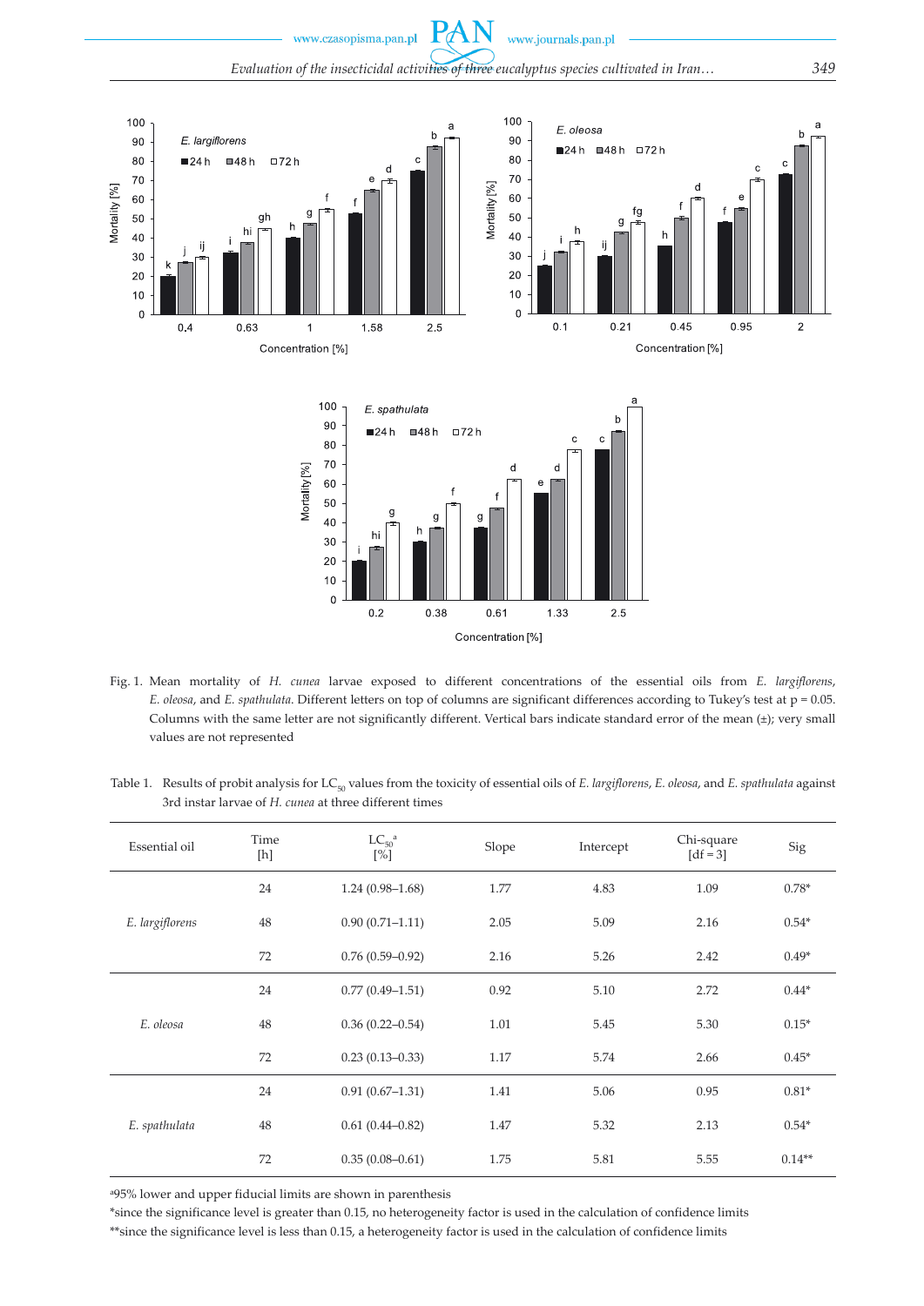Fig. 1. Mean mortality of *H. cunea* larvae exposed to different concentrations of the essential oils from *E. largiflorens*, *E. oleosa*, and *E. spathulata*. Different letters on top of columns are significant differences according to Tukey's test at p = 0.05. Columns with the same letter are not significantly different. Vertical bars indicate standard error of the mean (±); very small values are not represented

Table 1. Results of probit analysis for $LC_{50}$ values from the toxicity of essential oils of *E. largiflorens*, *E. oleosa*, and *E. spathulata* against 3rd instar larvae of *H. cunea* at three different times

| Essential oil | Time [h] | $LC_{50}$[a] [%] | Slope | Intercept | Chi-square [df = 3] | Sig |
|---|---|---|---|---|---|---|
| *E. largiflorens* | 24 | 1.24 (0.98–1.68) | 1.77 | 4.83 | 1.09 | 0.78* |
| | 48 | 0.90 (0.71–1.11) | 2.05 | 5.09 | 2.16 | 0.54* |
| | 72 | 0.76 (0.59–0.92) | 2.16 | 5.26 | 2.42 | 0.49* |
| *E. oleosa* | 24 | 0.77 (0.49–1.51) | 0.92 | 5.10 | 2.72 | 0.44* |
| | 48 | 0.36 (0.22–0.54) | 1.01 | 5.45 | 5.30 | 0.15* |
| | 72 | 0.23 (0.13–0.33) | 1.17 | 5.74 | 2.66 | 0.45* |
| *E. spathulata* | 24 | 0.91 (0.67–1.31) | 1.41 | 5.06 | 0.95 | 0.81* |
| | 48 | 0.61 (0.44–0.82) | 1.47 | 5.32 | 2.13 | 0.54* |
| | 72 | 0.35 (0.08–0.61) | 1.75 | 5.81 | 5.55 | 0.14** |

[a]95% lower and upper fiducial limits are shown in parenthesis

*since the significance level is greater than 0.15, no heterogeneity factor is used in the calculation of confidence limits

**since the significance level is less than 0.15, a heterogeneity factor is used in the calculation of confidence limits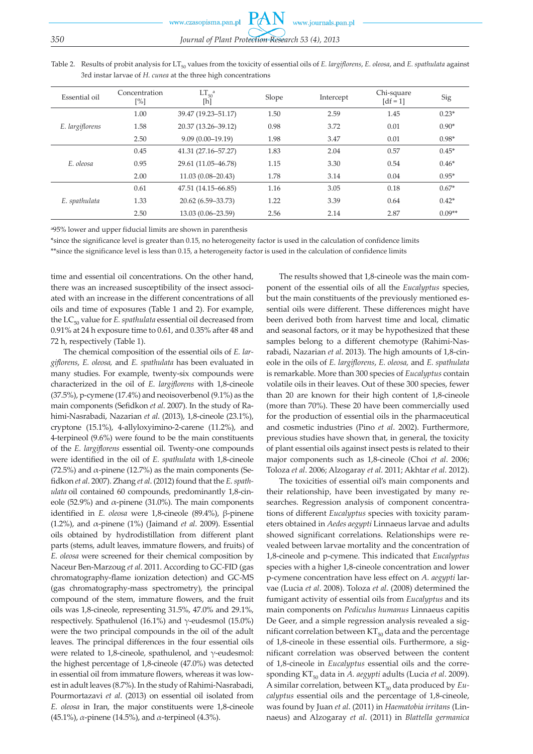Table 2. Results of probit analysis for $LT_{50}$ values from the toxicity of essential oils of *E. largiflorens*, *E. oleosa*, and *E. spathulata* against 3rd instar larvae of *H. cunea* at the three high concentrations

| Essential oil | Concentration [%] | $LT_{50}$[a] [h] | Slope | Intercept | Chi-square [df = 1] | Sig |
|---|---|---|---|---|---|---|
| *E. largiflorens* | 1.00 | 39.47 (19.23–51.17) | 1.50 | 2.59 | 1.45 | 0.23* |
| | 1.58 | 20.37 (13.26–39.12) | 0.98 | 3.72 | 0.01 | 0.90* |
| | 2.50 | 9.09 (0.00–19.19) | 1.98 | 3.47 | 0.01 | 0.98* |
| *E. oleosa* | 0.45 | 41.31 (27.16–57.27) | 1.83 | 2.04 | 0.57 | 0.45* |
| | 0.95 | 29.61 (11.05–46.78) | 1.15 | 3.30 | 0.54 | 0.46* |
| | 2.00 | 11.03 (0.08–20.43) | 1.78 | 3.14 | 0.04 | 0.95* |
| *E. spathulata* | 0.61 | 47.51 (14.15–66.85) | 1.16 | 3.05 | 0.18 | 0.67* |
| | 1.33 | 20.62 (6.59–33.73) | 1.22 | 3.39 | 0.64 | 0.42* |
| | 2.50 | 13.03 (0.06–23.59) | 2.56 | 2.14 | 2.87 | 0.09** |

[a]95% lower and upper fiducial limits are shown in parenthesis

*since the significance level is greater than 0.15, no heterogeneity factor is used in the calculation of confidence limits

**since the significance level is less than 0.15, a heterogeneity factor is used in the calculation of confidence limits

time and essential oil concentrations. On the other hand, there was an increased susceptibility of the insect associated with an increase in the different concentrations of all oils and time of exposures (Table 1 and 2). For example, the $LC_{50}$ value for *E. spathulata* essential oil decreased from 0.91% at 24 h exposure time to 0.61, and 0.35% after 48 and 72 h, respectively (Table 1).

The chemical composition of the essential oils of *E. largiflorens*, *E. oleosa,* and *E. spathulata* has been evaluated in many studies. For example, twenty-six compounds were characterized in the oil of *E. largiflorens* with 1,8-cineole (37.5%), p-cymene (17.4%) and neoisoverbenol (9.1%) as the main components (Sefidkon *et al*. 2007). In the study of Rahimi-Nasrabadi, Nazarian *et al*. (2013), 1,8-cineole (23.1%), cryptone (15.1%), 4-allyloxyimino-2-carene (11.2%), and 4-terpineol (9.6%) were found to be the main constituents of the *E. largiflorens* essential oil. Twenty-one compounds were identified in the oil of *E. spathulata* with 1,8-cineole (72.5%) and α-pinene (12.7%) as the main components (Sefidkon *et al*. 2007). Zhang *et al*. (2012) found that the *E. spathulata* oil contained 60 compounds, predominantly 1,8-cineole (52.9%) and α-pinene (31.0%). The main components identified in *E. oleosa* were 1,8-cineole (89.4%), β-pinene (1.2%), and α-pinene (1%) (Jaimand *et al*. 2009). Essential oils obtained by hydrodistillation from different plant parts (stems, adult leaves, immature flowers, and fruits) of *E. oleosa* were screened for their chemical composition by Naceur Ben-Marzoug *et al*. 2011. According to GC-FID (gas chromatography-flame ionization detection) and GC-MS (gas chromatography-mass spectrometry), the principal compound of the stem, immature flowers, and the fruit oils was 1,8-cineole, representing 31.5%, 47.0% and 29.1%, respectively. Spathulenol (16.1%) and γ-eudesmol (15.0%) were the two principal compounds in the oil of the adult leaves. The principal differences in the four essential oils were related to 1,8-cineole, spathulenol, and γ-eudesmol: the highest percentage of 1,8-cineole (47.0%) was detected in essential oil from immature flowers, whereas it was lowest in adult leaves (8.7%). In the study of Rahimi-Nasrabadi, Pourmortazavi *et al*. (2013) on essential oil isolated from *E. oleosa* in Iran, the major constituents were 1,8-cineole (45.1%), α-pinene (14.5%), and α-terpineol (4.3%).

The results showed that 1,8-cineole was the main component of the essential oils of all the *Eucalyptus* species, but the main constituents of the previously mentioned essential oils were different. These differences might have been derived both from harvest time and local, climatic and seasonal factors, or it may be hypothesized that these samples belong to a different chemotype (Rahimi-Nasrabadi, Nazarian *et al*. 2013). The high amounts of 1,8-cineole in the oils of *E. largiflorens*, *E. oleosa,* and *E. spathulata* is remarkable. More than 300 species of *Eucalyptus* contain volatile oils in their leaves. Out of these 300 species, fewer than 20 are known for their high content of 1,8-cineole (more than 70%). These 20 have been commercially used for the production of essential oils in the pharmaceutical and cosmetic industries (Pino *et al*. 2002). Furthermore, previous studies have shown that, in general, the toxicity of plant essential oils against insect pests is related to their major components such as 1,8-cineole (Choi *et al*. 2006; Toloza *et al*. 2006; Alzogaray *et al*. 2011; Akhtar *et al*. 2012).

The toxicities of essential oil's main components and their relationship, have been investigated by many researches. Regression analysis of component concentrations of different *Eucalyptus* species with toxicity parameters obtained in *Aedes aegypti* Linnaeus larvae and adults showed significant correlations. Relationships were revealed between larvae mortality and the concentration of 1,8-cineole and p-cymene. This indicated that *Eucalyptus* species with a higher 1,8-cineole concentration and lower p-cymene concentration have less effect on *A. aegypti* larvae (Lucia *et al*. 2008). Toloza *et al*. (2008) determined the fumigant activity of essential oils from *Eucalyptus* and its main components on *Pediculus humanus* Linnaeus capitis De Geer, and a simple regression analysis revealed a significant correlation between $KT_{50}$ data and the percentage of 1,8-cineole in these essential oils. Furthermore, a significant correlation was observed between the content of 1,8-cineole in *Eucalyptus* essential oils and the corresponding $KT_{50}$ data in *A. aegypti* adults (Lucia *et al*. 2009). A similar correlation, between $KT_{50}$ data produced by *Eucalyptus* essential oils and the percentage of 1,8-cineole, was found by Juan *et al*. (2011) in *Haematobia irritans* (Linnaeus) and Alzogaray *et al*. (2011) in *Blattella germanica*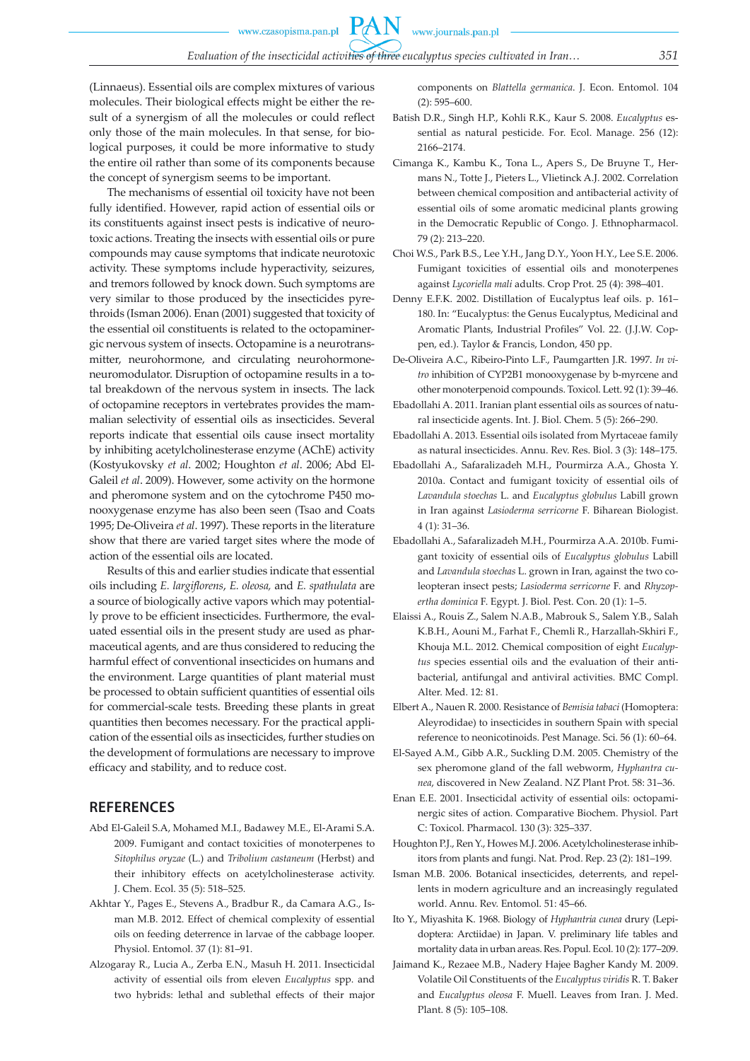(Linnaeus). Essential oils are complex mixtures of various molecules. Their biological effects might be either the result of a synergism of all the molecules or could reflect only those of the main molecules. In that sense, for biological purposes, it could be more informative to study the entire oil rather than some of its components because the concept of synergism seems to be important.

The mechanisms of essential oil toxicity have not been fully identified. However, rapid action of essential oils or its constituents against insect pests is indicative of neurotoxic actions. Treating the insects with essential oils or pure compounds may cause symptoms that indicate neurotoxic activity. These symptoms include hyperactivity, seizures, and tremors followed by knock down. Such symptoms are very similar to those produced by the insecticides pyrethroids (Isman 2006). Enan (2001) suggested that toxicity of the essential oil constituents is related to the octopaminergic nervous system of insects. Octopamine is a neurotransmitter, neurohormone, and circulating neurohormone-neuromodulator. Disruption of octopamine results in a total breakdown of the nervous system in insects. The lack of octopamine receptors in vertebrates provides the mammalian selectivity of essential oils as insecticides. Several reports indicate that essential oils cause insect mortality by inhibiting acetylcholinesterase enzyme (AChE) activity (Kostyukovsky *et al*. 2002; Houghton *et al*. 2006; Abd El-Galeil *et al*. 2009). However, some activity on the hormone and pheromone system and on the cytochrome P450 monooxygenase enzyme has also been seen (Tsao and Coats 1995; De-Oliveira *et al*. 1997). These reports in the literature show that there are varied target sites where the mode of action of the essential oils are located.

Results of this and earlier studies indicate that essential oils including *E. largiflorens*, *E. oleosa,* and *E. spathulata* are a source of biologically active vapors which may potentially prove to be efficient insecticides. Furthermore, the evaluated essential oils in the present study are used as pharmaceutical agents, and are thus considered to reducing the harmful effect of conventional insecticides on humans and the environment. Large quantities of plant material must be processed to obtain sufficient quantities of essential oils for commercial-scale tests. Breeding these plants in great quantities then becomes necessary. For the practical application of the essential oils as insecticides, further studies on the development of formulations are necessary to improve efficacy and stability, and to reduce cost.

## REFERENCES

Abd El-Galeil S.A, Mohamed M.I., Badawey M.E., El-Arami S.A. 2009. Fumigant and contact toxicities of monoterpenes to *Sitophilus oryzae* (L.) and *Tribolium castaneum* (Herbst) and their inhibitory effects on acetylcholinesterase activity. J. Chem. Ecol. 35 (5): 518–525.

Akhtar Y., Pages E., Stevens A., Bradbur R., da Camara A.G., Isman M.B. 2012. Effect of chemical complexity of essential oils on feeding deterrence in larvae of the cabbage looper. Physiol. Entomol. 37 (1): 81–91.

Alzogaray R., Lucia A., Zerba E.N., Masuh H. 2011. Insecticidal activity of essential oils from eleven *Eucalyptus* spp. and two hybrids: lethal and sublethal effects of their major components on *Blattella germanica*. J. Econ. Entomol. 104 (2): 595–600.

Batish D.R., Singh H.P., Kohli R.K., Kaur S. 2008. *Eucalyptus* essential as natural pesticide. For. Ecol. Manage. 256 (12): 2166–2174.

Cimanga K., Kambu K., Tona L., Apers S., De Bruyne T., Hermans N., Totte J., Pieters L., Vlietinck A.J. 2002. Correlation between chemical composition and antibacterial activity of essential oils of some aromatic medicinal plants growing in the Democratic Republic of Congo. J. Ethnopharmacol. 79 (2): 213–220.

Choi W.S., Park B.S., Lee Y.H., Jang D.Y., Yoon H.Y., Lee S.E. 2006. Fumigant toxicities of essential oils and monoterpenes against *Lycoriella mali* adults. Crop Prot. 25 (4): 398–401.

Denny E.F.K. 2002. Distillation of Eucalyptus leaf oils. p. 161–180. In: "Eucalyptus: the Genus Eucalyptus, Medicinal and Aromatic Plants, Industrial Profiles" Vol. 22. (J.J.W. Coppen, ed.). Taylor & Francis, London, 450 pp.

De-Oliveira A.C., Ribeiro-Pinto L.F., Paumgartten J.R. 1997. *In vitro* inhibition of CYP2B1 monooxygenase by b-myrcene and other monoterpenoid compounds. Toxicol. Lett. 92 (1): 39–46.

Ebadollahi A. 2011. Iranian plant essential oils as sources of natural insecticide agents. Int. J. Biol. Chem. 5 (5): 266–290.

Ebadollahi A. 2013. Essential oils isolated from Myrtaceae family as natural insecticides. Annu. Rev. Res. Biol. 3 (3): 148–175.

Ebadollahi A., Safaralizadeh M.H., Pourmirza A.A., Ghosta Y. 2010a. Contact and fumigant toxicity of essential oils of *Lavandula stoechas* L. and *Eucalyptus globulus* Labill grown in Iran against *Lasioderma serricorne* F. Biharean Biologist. 4 (1): 31–36.

Ebadollahi A., Safaralizadeh M.H., Pourmirza A.A. 2010b. Fumigant toxicity of essential oils of *Eucalyptus globulus* Labill and *Lavandula stoechas* L. grown in Iran, against the two coleopteran insect pests; *Lasioderma serricorne* F. and *Rhyzopertha dominica* F. Egypt. J. Biol. Pest. Con. 20 (1): 1–5.

Elaissi A., Rouis Z., Salem N.A.B., Mabrouk S., Salem Y.B., Salah K.B.H., Aouni M., Farhat F., Chemli R., Harzallah-Skhiri F., Khouja M.L. 2012. Chemical composition of eight *Eucalyptus* species essential oils and the evaluation of their antibacterial, antifungal and antiviral activities. BMC Compl. Alter. Med. 12: 81.

Elbert A., Nauen R. 2000. Resistance of *Bemisia tabaci* (Homoptera: Aleyrodidae) to insecticides in southern Spain with special reference to neonicotinoids. Pest Manage. Sci. 56 (1): 60–64.

El-Sayed A.M., Gibb A.R., Suckling D.M. 2005. Chemistry of the sex pheromone gland of the fall webworm, *Hyphantra cunea*, discovered in New Zealand. NZ Plant Prot. 58: 31–36.

Enan E.E. 2001. Insecticidal activity of essential oils: octopaminergic sites of action. Comparative Biochem. Physiol. Part C: Toxicol. Pharmacol. 130 (3): 325–337.

Houghton P.J., Ren Y., Howes M.J. 2006. Acetylcholinesterase inhibitors from plants and fungi. Nat. Prod. Rep. 23 (2): 181–199.

Isman M.B. 2006. Botanical insecticides, deterrents, and repellents in modern agriculture and an increasingly regulated world. Annu. Rev. Entomol. 51: 45–66.

Ito Y., Miyashita K. 1968. Biology of *Hyphantria cunea* drury (Lepidoptera: Arctiidae) in Japan. V. preliminary life tables and mortality data in urban areas. Res. Popul. Ecol. 10 (2): 177–209.

Jaimand K., Rezaee M.B., Nadery Hajee Bagher Kandy M. 2009. Volatile Oil Constituents of the *Eucalyptus viridis* R. T. Baker and *Eucalyptus oleosa* F. Muell. Leaves from Iran. J. Med. Plant. 8 (5): 105–108.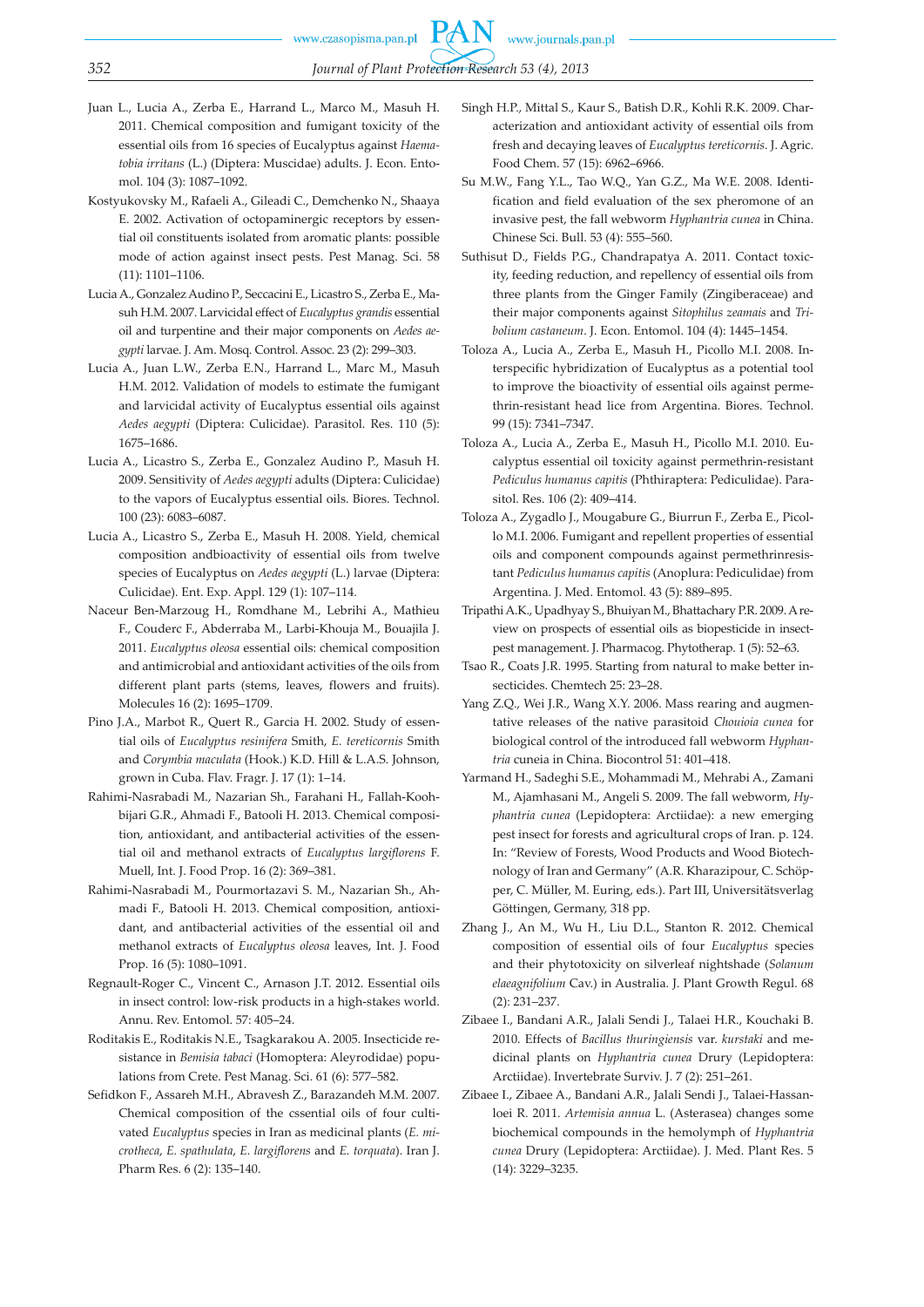Juan L., Lucia A., Zerba E., Harrand L., Marco M., Masuh H. 2011. Chemical composition and fumigant toxicity of the essential oils from 16 species of Eucalyptus against *Haematobia irritans* (L.) (Diptera: Muscidae) adults. J. Econ. Entomol. 104 (3): 1087–1092.

Kostyukovsky M., Rafaeli A., Gileadi C., Demchenko N., Shaaya E. 2002. Activation of octopaminergic receptors by essential oil constituents isolated from aromatic plants: possible mode of action against insect pests. Pest Manag. Sci. 58 (11): 1101–1106.

Lucia A., Gonzalez Audino P., Seccacini E., Licastro S., Zerba E., Masuh H.M. 2007. Larvicidal effect of *Eucalyptus grandis* essential oil and turpentine and their major components on *Aedes aegypti* larvae. J. Am. Mosq. Control. Assoc. 23 (2): 299–303.

Lucia A., Juan L.W., Zerba E.N., Harrand L., Marc M., Masuh H.M. 2012. Validation of models to estimate the fumigant and larvicidal activity of Eucalyptus essential oils against *Aedes aegypti* (Diptera: Culicidae). Parasitol. Res. 110 (5): 1675–1686.

Lucia A., Licastro S., Zerba E., Gonzalez Audino P., Masuh H. 2009. Sensitivity of *Aedes aegypti* adults (Diptera: Culicidae) to the vapors of Eucalyptus essential oils. Biores. Technol. 100 (23): 6083–6087.

Lucia A., Licastro S., Zerba E., Masuh H. 2008. Yield, chemical composition andbioactivity of essential oils from twelve species of Eucalyptus on *Aedes aegypti* (L.) larvae (Diptera: Culicidae). Ent. Exp. Appl. 129 (1): 107–114.

Naceur Ben-Marzoug H., Romdhane M., Lebrihi A., Mathieu F., Couderc F., Abderraba M., Larbi-Khouja M., Bouajila J. 2011. *Eucalyptus oleosa* essential oils: chemical composition and antimicrobial and antioxidant activities of the oils from different plant parts (stems, leaves, flowers and fruits). Molecules 16 (2): 1695–1709.

Pino J.A., Marbot R., Quert R., Garcia H. 2002. Study of essential oils of *Eucalyptus resinifera* Smith, *E. tereticornis* Smith and *Corymbia maculata* (Hook.) K.D. Hill & L.A.S. Johnson, grown in Cuba. Flav. Fragr. J. 17 (1): 1–14.

Rahimi-Nasrabadi M., Nazarian Sh., Farahani H., Fallah-Koohbijari G.R., Ahmadi F., Batooli H. 2013. Chemical composition, antioxidant, and antibacterial activities of the essential oil and methanol extracts of *Eucalyptus largiflorens* F. Muell, Int. J. Food Prop. 16 (2): 369–381.

Rahimi-Nasrabadi M., Pourmortazavi S. M., Nazarian Sh., Ahmadi F., Batooli H. 2013. Chemical composition, antioxidant, and antibacterial activities of the essential oil and methanol extracts of *Eucalyptus oleosa* leaves, Int. J. Food Prop. 16 (5): 1080–1091.

Regnault-Roger C., Vincent C., Arnason J.T. 2012. Essential oils in insect control: low-risk products in a high-stakes world. Annu. Rev. Entomol. 57: 405–24.

Roditakis E., Roditakis N.E., Tsagkarakou A. 2005. Insecticide resistance in *Bemisia tabaci* (Homoptera: Aleyrodidae) populations from Crete. Pest Manag. Sci. 61 (6): 577–582.

Sefidkon F., Assareh M.H., Abravesh Z., Barazandeh M.M. 2007. Chemical composition of the cssential oils of four cultivated *Eucalyptus* species in Iran as medicinal plants (*E. microtheca*, *E. spathulata*, *E. largiflorens* and *E. torquata*). Iran J. Pharm Res. 6 (2): 135–140.

Singh H.P., Mittal S., Kaur S., Batish D.R., Kohli R.K. 2009. Characterization and antioxidant activity of essential oils from fresh and decaying leaves of *Eucalyptus tereticornis*. J. Agric. Food Chem. 57 (15): 6962–6966.

Su M.W., Fang Y.L., Tao W.Q., Yan G.Z., Ma W.E. 2008. Identification and field evaluation of the sex pheromone of an invasive pest, the fall webworm *Hyphantria cunea* in China. Chinese Sci. Bull. 53 (4): 555–560.

Suthisut D., Fields P.G., Chandrapatya A. 2011. Contact toxicity, feeding reduction, and repellency of essential oils from three plants from the Ginger Family (Zingiberaceae) and their major components against *Sitophilus zeamais* and *Tribolium castaneum*. J. Econ. Entomol. 104 (4): 1445–1454.

Toloza A., Lucia A., Zerba E., Masuh H., Picollo M.I. 2008. Interspecific hybridization of Eucalyptus as a potential tool to improve the bioactivity of essential oils against permethrin-resistant head lice from Argentina. Biores. Technol. 99 (15): 7341–7347.

Toloza A., Lucia A., Zerba E., Masuh H., Picollo M.I. 2010. Eucalyptus essential oil toxicity against permethrin-resistant *Pediculus humanus capitis* (Phthiraptera: Pediculidae). Parasitol. Res. 106 (2): 409–414.

Toloza A., Zygadlo J., Mougabure G., Biurrun F., Zerba E., Picollo M.I. 2006. Fumigant and repellent properties of essential oils and component compounds against permethrinresistant *Pediculus humanus capitis* (Anoplura: Pediculidae) from Argentina. J. Med. Entomol. 43 (5): 889–895.

Tripathi A.K., Upadhyay S., Bhuiyan M., Bhattachary P.R. 2009. A review on prospects of essential oils as biopesticide in insect-pest management. J. Pharmacog. Phytotherap. 1 (5): 52–63.

Tsao R., Coats J.R. 1995. Starting from natural to make better insecticides. Chemtech 25: 23–28.

Yang Z.Q., Wei J.R., Wang X.Y. 2006. Mass rearing and augmentative releases of the native parasitoid *Chouioia cunea* for biological control of the introduced fall webworm *Hyphantria* cuneia in China. Biocontrol 51: 401–418.

Yarmand H., Sadeghi S.E., Mohammadi M., Mehrabi A., Zamani M., Ajamhasani M., Angeli S. 2009. The fall webworm, *Hyphantria cunea* (Lepidoptera: Arctiidae): a new emerging pest insect for forests and agricultural crops of Iran. p. 124. In: "Review of Forests, Wood Products and Wood Biotechnology of Iran and Germany" (A.R. Kharazipour, C. Schöpper, C. Müller, M. Euring, eds.). Part III, Universitätsverlag Göttingen, Germany, 318 pp.

Zhang J., An M., Wu H., Liu D.L., Stanton R. 2012. Chemical composition of essential oils of four *Eucalyptus* species and their phytotoxicity on silverleaf nightshade (*Solanum elaeagnifolium* Cav.) in Australia. J. Plant Growth Regul. 68 (2): 231–237.

Zibaee I., Bandani A.R., Jalali Sendi J., Talaei H.R., Kouchaki B. 2010. Effects of *Bacillus thuringiensis* var. *kurstaki* and medicinal plants on *Hyphantria cunea* Drury (Lepidoptera: Arctiidae). Invertebrate Surviv. J. 7 (2): 251–261.

Zibaee I., Zibaee A., Bandani A.R., Jalali Sendi J., Talaei-Hassanloei R. 2011. *Artemisia annua* L. (Asterasea) changes some biochemical compounds in the hemolymph of *Hyphantria cunea* Drury (Lepidoptera: Arctiidae). J. Med. Plant Res. 5 (14): 3229–3235.